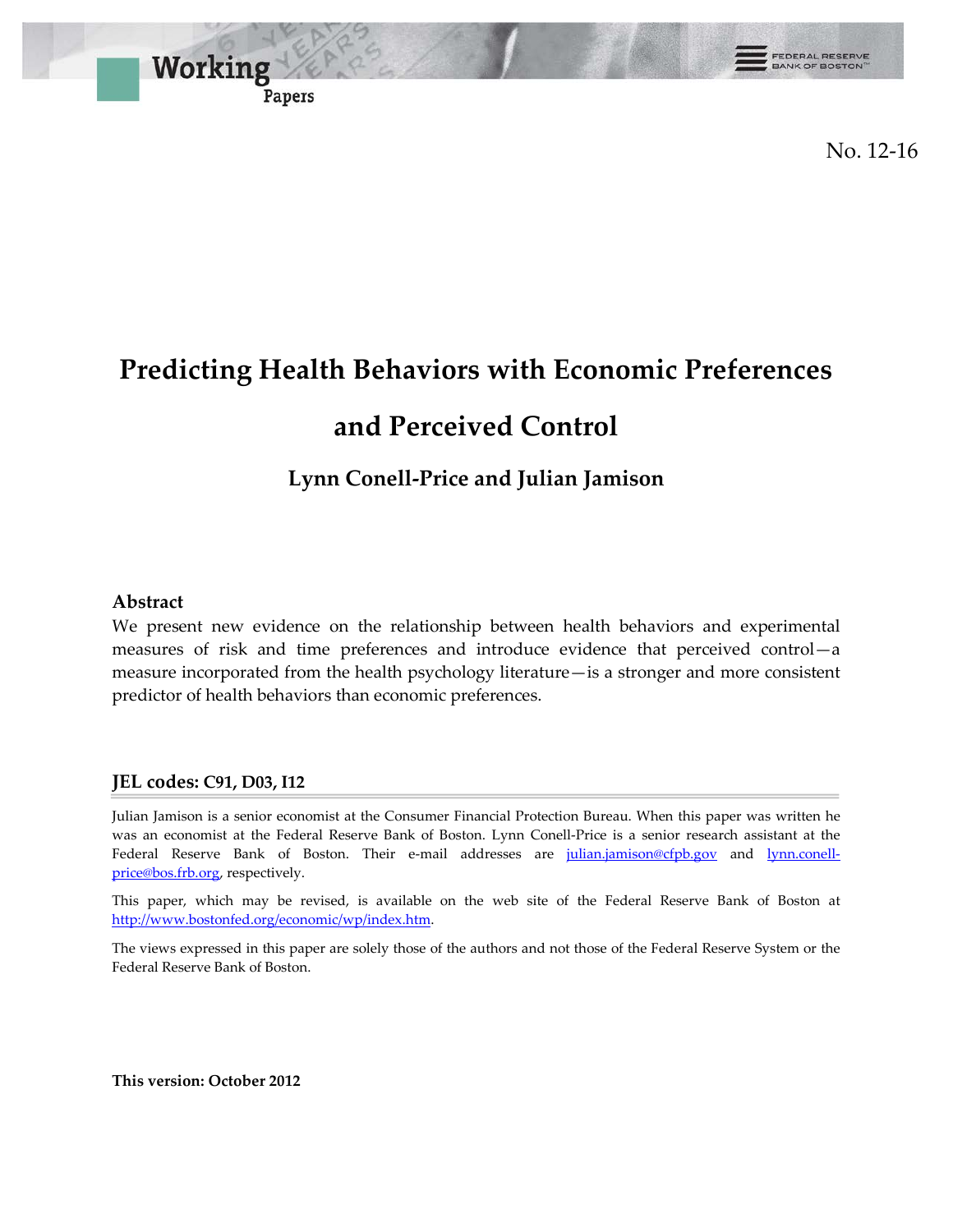Working Papers

No. 12-16

# Predicting Health Behaviors with Economic Preferences and Perceived Control

### Lynn Conell-Price and Julian Jamison

## Abstract

We present new evidence on the relationship between health behaviors and experimental measures of risk and time preferences and introduce evidence that perceived control—a measure incorporated from the health psychology literature—is a stronger and more consistent predictor of health behaviors than economic preferences.

### JEL codes: C91, D03, I12

Julian Jamison is a senior economist at the Consumer Financial Protection Bureau. When this paper was written he was an economist at the Federal Reserve Bank of Boston. Lynn Conell-Price is a senior research assistant at the Federal Reserve Bank of Boston. Their e-mail addresses are julian.jamison@cfpb.gov and lynn.conell-price@bos.frb.org, respectively.

This paper, which may be revised, is available on the web site of the Federal Reserve Bank of Boston at http://www.bostonfed.org/economic/wp/index.htm.

The views expressed in this paper are solely those of the authors and not those of the Federal Reserve System or the Federal Reserve Bank of Boston.

**This version: October 2012**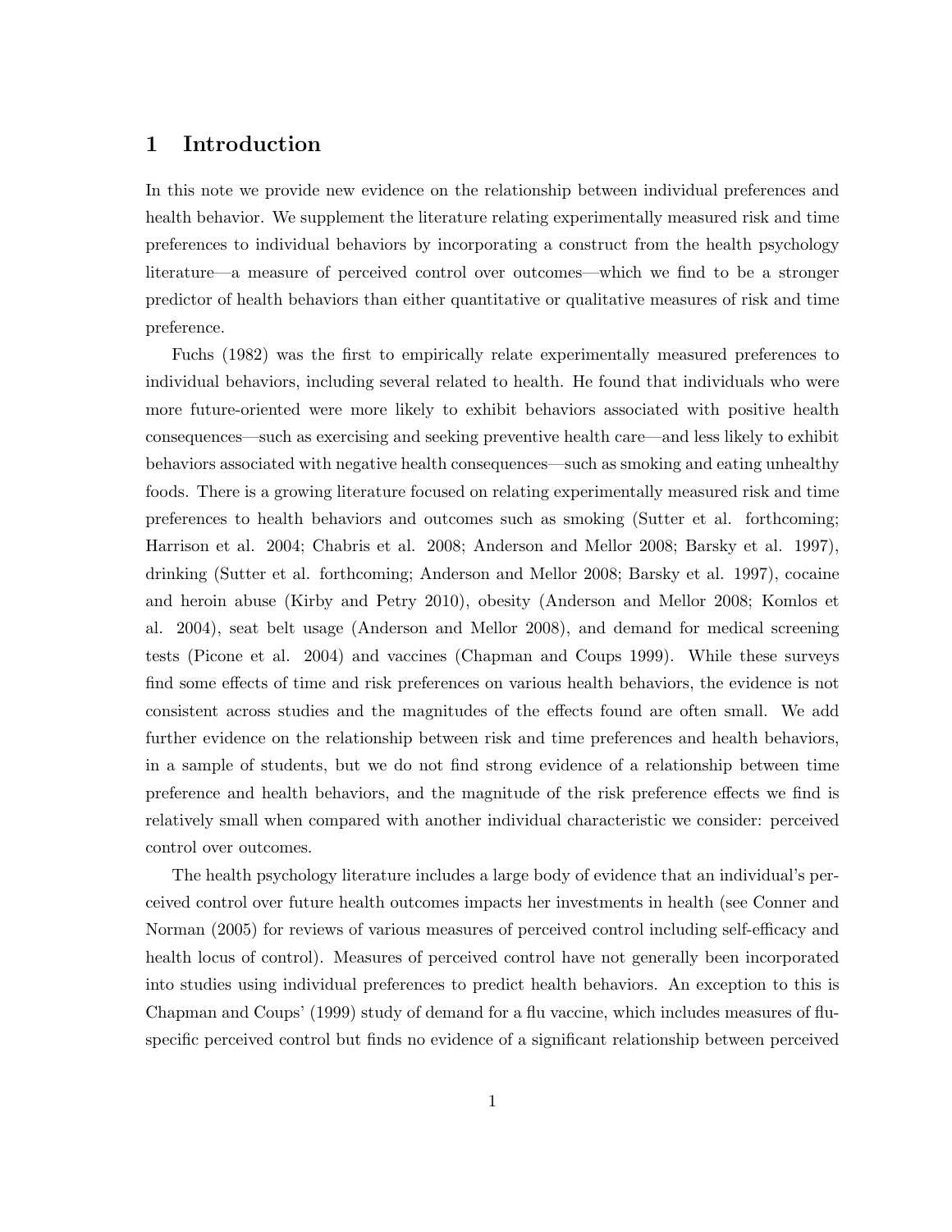# 1 Introduction

In this note we provide new evidence on the relationship between individual preferences and health behavior. We supplement the literature relating experimentally measured risk and time preferences to individual behaviors by incorporating a construct from the health psychology literature—a measure of perceived control over outcomes—which we find to be a stronger predictor of health behaviors than either quantitative or qualitative measures of risk and time preference.

Fuchs (1982) was the first to empirically relate experimentally measured preferences to individual behaviors, including several related to health. He found that individuals who were more future-oriented were more likely to exhibit behaviors associated with positive health consequences—such as exercising and seeking preventive health care—and less likely to exhibit behaviors associated with negative health consequences—such as smoking and eating unhealthy foods. There is a growing literature focused on relating experimentally measured risk and time preferences to health behaviors and outcomes such as smoking (Sutter et al. forthcoming; Harrison et al. 2004; Chabris et al. 2008; Anderson and Mellor 2008; Barsky et al. 1997), drinking (Sutter et al. forthcoming; Anderson and Mellor 2008; Barsky et al. 1997), cocaine and heroin abuse (Kirby and Petry 2010), obesity (Anderson and Mellor 2008; Komlos et al. 2004), seat belt usage (Anderson and Mellor 2008), and demand for medical screening tests (Picone et al. 2004) and vaccines (Chapman and Coups 1999). While these surveys find some effects of time and risk preferences on various health behaviors, the evidence is not consistent across studies and the magnitudes of the effects found are often small. We add further evidence on the relationship between risk and time preferences and health behaviors, in a sample of students, but we do not find strong evidence of a relationship between time preference and health behaviors, and the magnitude of the risk preference effects we find is relatively small when compared with another individual characteristic we consider: perceived control over outcomes.

The health psychology literature includes a large body of evidence that an individual's perceived control over future health outcomes impacts her investments in health (see Conner and Norman (2005) for reviews of various measures of perceived control including self-efficacy and health locus of control). Measures of perceived control have not generally been incorporated into studies using individual preferences to predict health behaviors. An exception to this is Chapman and Coups' (1999) study of demand for a flu vaccine, which includes measures of flu-specific perceived control but finds no evidence of a significant relationship between perceived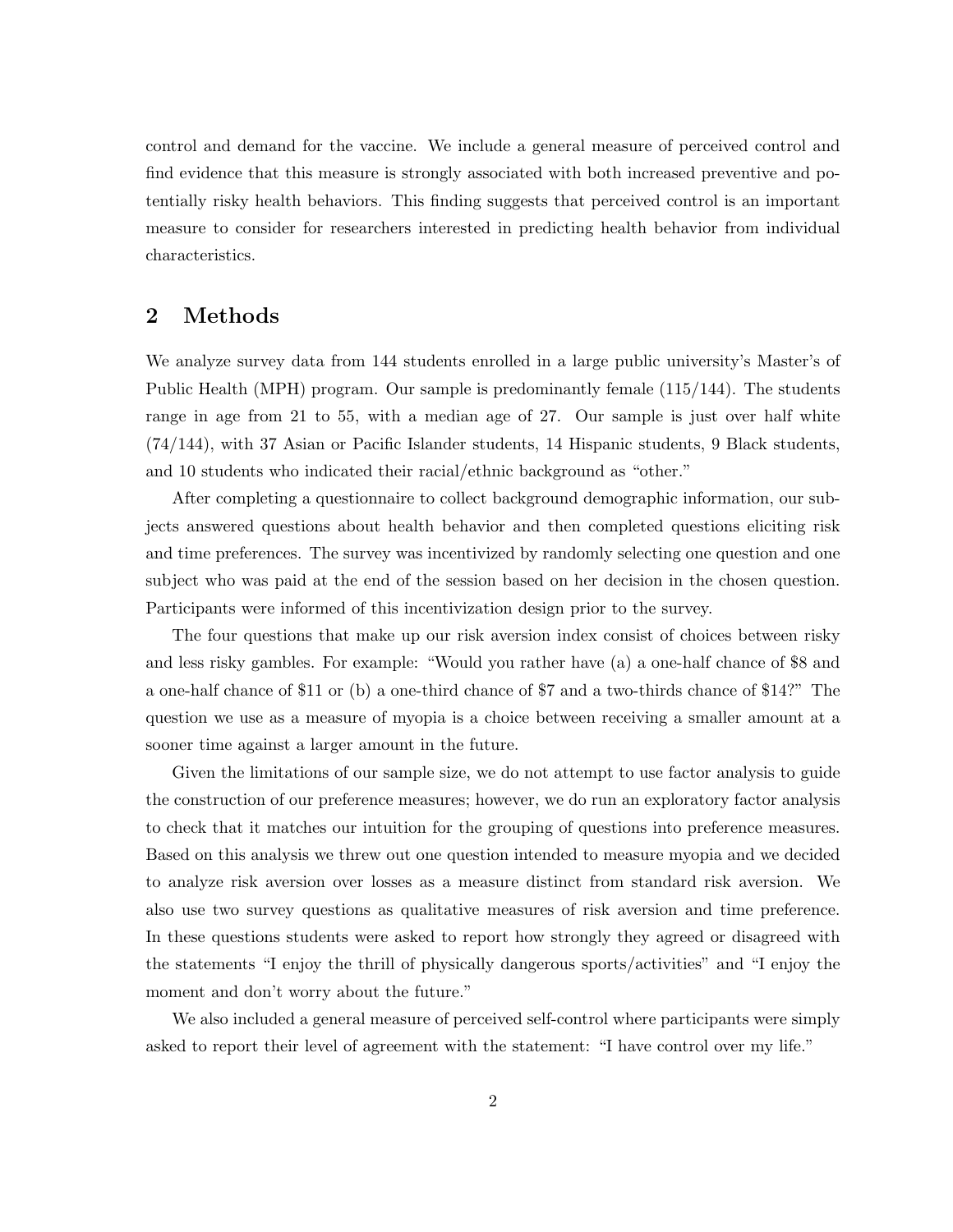control and demand for the vaccine. We include a general measure of perceived control and find evidence that this measure is strongly associated with both increased preventive and potentially risky health behaviors. This finding suggests that perceived control is an important measure to consider for researchers interested in predicting health behavior from individual characteristics.

## 2 Methods

We analyze survey data from 144 students enrolled in a large public university's Master's of Public Health (MPH) program. Our sample is predominantly female (115/144). The students range in age from 21 to 55, with a median age of 27. Our sample is just over half white (74/144), with 37 Asian or Pacific Islander students, 14 Hispanic students, 9 Black students, and 10 students who indicated their racial/ethnic background as "other."

After completing a questionnaire to collect background demographic information, our subjects answered questions about health behavior and then completed questions eliciting risk and time preferences. The survey was incentivized by randomly selecting one question and one subject who was paid at the end of the session based on her decision in the chosen question. Participants were informed of this incentivization design prior to the survey.

The four questions that make up our risk aversion index consist of choices between risky and less risky gambles. For example: "Would you rather have (a) a one-half chance of $8 and a one-half chance of $11 or (b) a one-third chance of $7 and a two-thirds chance of $14?" The question we use as a measure of myopia is a choice between receiving a smaller amount at a sooner time against a larger amount in the future.

Given the limitations of our sample size, we do not attempt to use factor analysis to guide the construction of our preference measures; however, we do run an exploratory factor analysis to check that it matches our intuition for the grouping of questions into preference measures. Based on this analysis we threw out one question intended to measure myopia and we decided to analyze risk aversion over losses as a measure distinct from standard risk aversion. We also use two survey questions as qualitative measures of risk aversion and time preference. In these questions students were asked to report how strongly they agreed or disagreed with the statements "I enjoy the thrill of physically dangerous sports/activities" and "I enjoy the moment and don't worry about the future."

We also included a general measure of perceived self-control where participants were simply asked to report their level of agreement with the statement: "I have control over my life."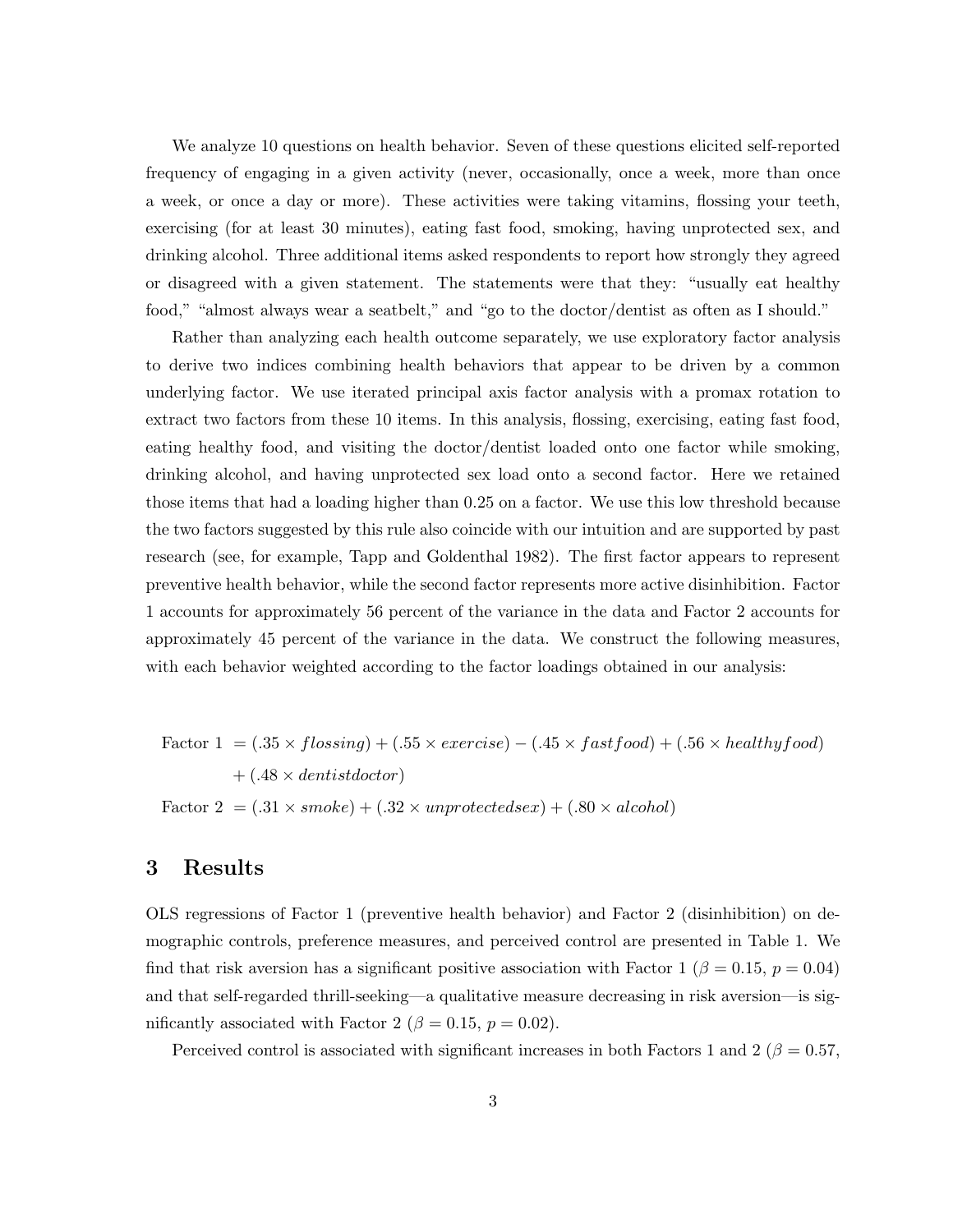We analyze 10 questions on health behavior. Seven of these questions elicited self-reported frequency of engaging in a given activity (never, occasionally, once a week, more than once a week, or once a day or more). These activities were taking vitamins, flossing your teeth, exercising (for at least 30 minutes), eating fast food, smoking, having unprotected sex, and drinking alcohol. Three additional items asked respondents to report how strongly they agreed or disagreed with a given statement. The statements were that they: "usually eat healthy food," "almost always wear a seatbelt," and "go to the doctor/dentist as often as I should."

Rather than analyzing each health outcome separately, we use exploratory factor analysis to derive two indices combining health behaviors that appear to be driven by a common underlying factor. We use iterated principal axis factor analysis with a promax rotation to extract two factors from these 10 items. In this analysis, flossing, exercising, eating fast food, eating healthy food, and visiting the doctor/dentist loaded onto one factor while smoking, drinking alcohol, and having unprotected sex load onto a second factor. Here we retained those items that had a loading higher than 0.25 on a factor. We use this low threshold because the two factors suggested by this rule also coincide with our intuition and are supported by past research (see, for example, Tapp and Goldenthal 1982). The first factor appears to represent preventive health behavior, while the second factor represents more active disinhibition. Factor 1 accounts for approximately 56 percent of the variance in the data and Factor 2 accounts for approximately 45 percent of the variance in the data. We construct the following measures, with each behavior weighted according to the factor loadings obtained in our analysis:

$$
\begin{aligned}
\text{Factor 1 } &= (.35 \times flossing) + (.55 \times exercise) - (.45 \times fastfood) + (.56 \times healthyfood) \\
&\quad + (.48 \times dentistdoctor) \\
\text{Factor 2 } &= (.31 \times smoke) + (.32 \times unprotectedsex) + (.80 \times alcohol)
\end{aligned}
$$

## 3 Results

OLS regressions of Factor 1 (preventive health behavior) and Factor 2 (disinhibition) on demographic controls, preference measures, and perceived control are presented in Table 1. We find that risk aversion has a significant positive association with Factor 1 ($\beta = 0.15$, $p = 0.04$) and that self-regarded thrill-seeking—a qualitative measure decreasing in risk aversion—is significantly associated with Factor 2 ($\beta = 0.15$, $p = 0.02$).

Perceived control is associated with significant increases in both Factors 1 and 2 ($\beta = 0.57$,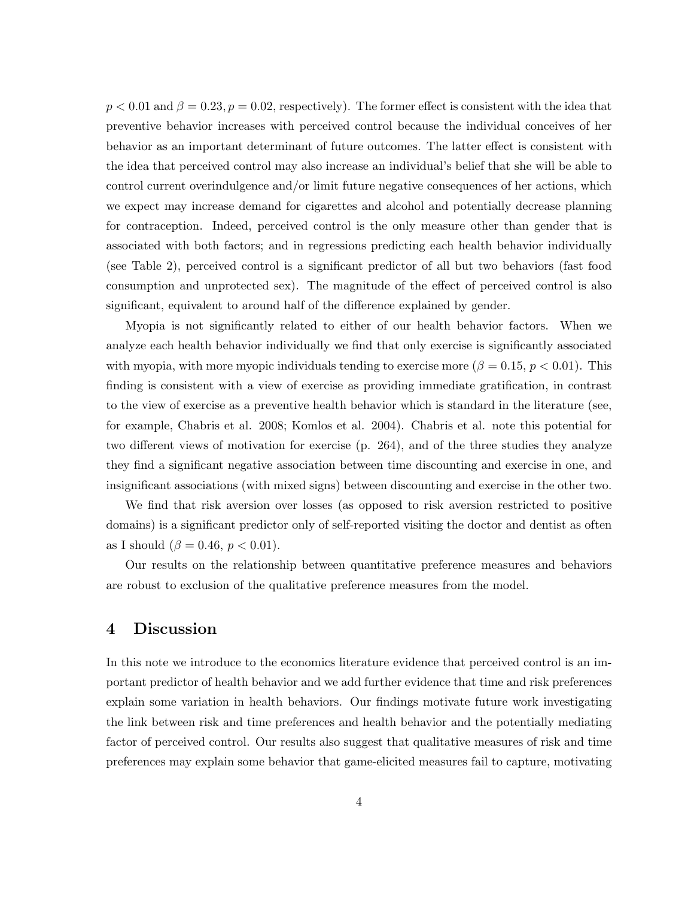$p < 0.01$ and $\beta = 0.23, p = 0.02$, respectively). The former effect is consistent with the idea that preventive behavior increases with perceived control because the individual conceives of her behavior as an important determinant of future outcomes. The latter effect is consistent with the idea that perceived control may also increase an individual's belief that she will be able to control current overindulgence and/or limit future negative consequences of her actions, which we expect may increase demand for cigarettes and alcohol and potentially decrease planning for contraception. Indeed, perceived control is the only measure other than gender that is associated with both factors; and in regressions predicting each health behavior individually (see Table 2), perceived control is a significant predictor of all but two behaviors (fast food consumption and unprotected sex). The magnitude of the effect of perceived control is also significant, equivalent to around half of the difference explained by gender.

Myopia is not significantly related to either of our health behavior factors. When we analyze each health behavior individually we find that only exercise is significantly associated with myopia, with more myopic individuals tending to exercise more ($\beta = 0.15$, $p < 0.01$). This finding is consistent with a view of exercise as providing immediate gratification, in contrast to the view of exercise as a preventive health behavior which is standard in the literature (see, for example, Chabris et al. 2008; Komlos et al. 2004). Chabris et al. note this potential for two different views of motivation for exercise (p. 264), and of the three studies they analyze they find a significant negative association between time discounting and exercise in one, and insignificant associations (with mixed signs) between discounting and exercise in the other two.

We find that risk aversion over losses (as opposed to risk aversion restricted to positive domains) is a significant predictor only of self-reported visiting the doctor and dentist as often as I should ($\beta = 0.46$, $p < 0.01$).

Our results on the relationship between quantitative preference measures and behaviors are robust to exclusion of the qualitative preference measures from the model.

## 4 Discussion

In this note we introduce to the economics literature evidence that perceived control is an important predictor of health behavior and we add further evidence that time and risk preferences explain some variation in health behaviors. Our findings motivate future work investigating the link between risk and time preferences and health behavior and the potentially mediating factor of perceived control. Our results also suggest that qualitative measures of risk and time preferences may explain some behavior that game-elicited measures fail to capture, motivating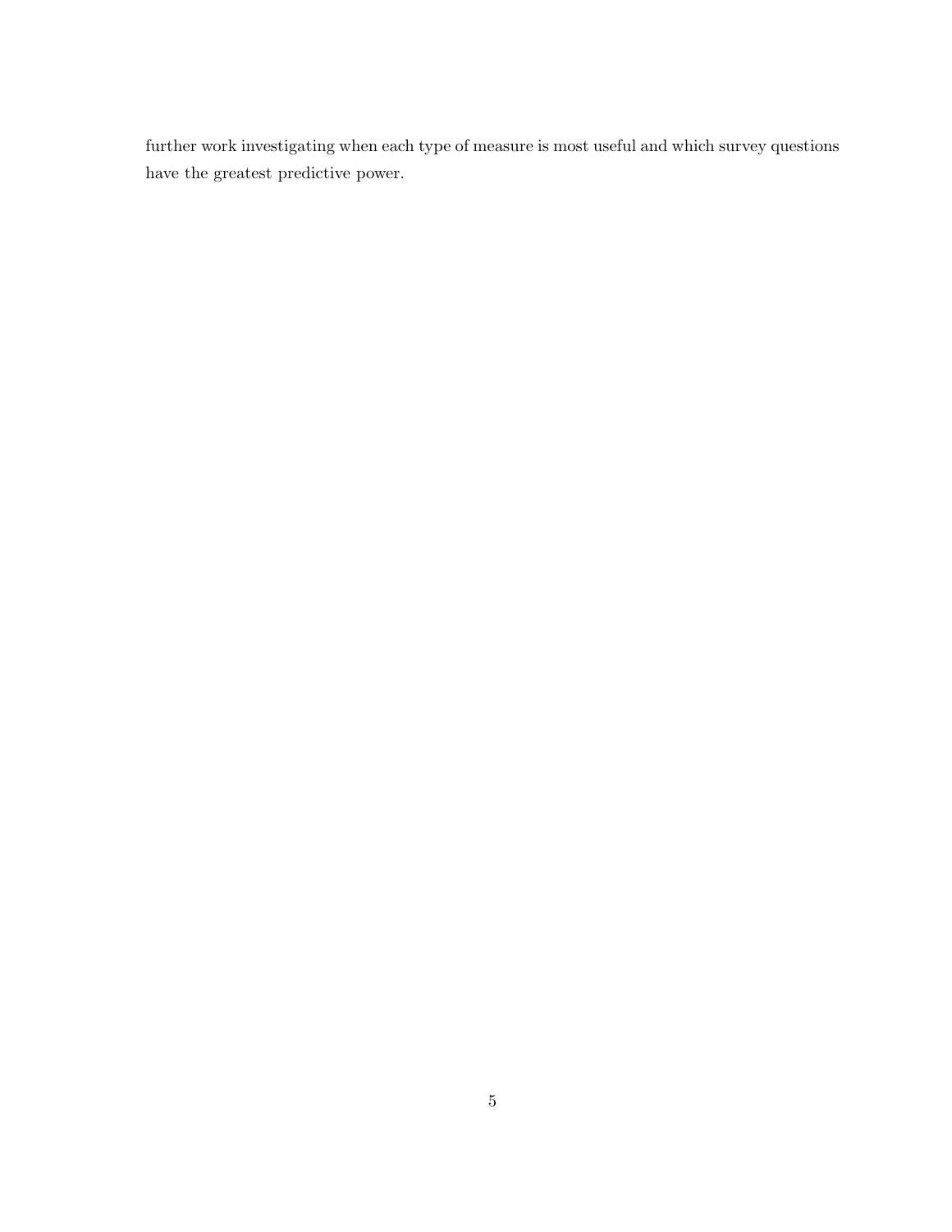further work investigating when each type of measure is most useful and which survey questions have the greatest predictive power.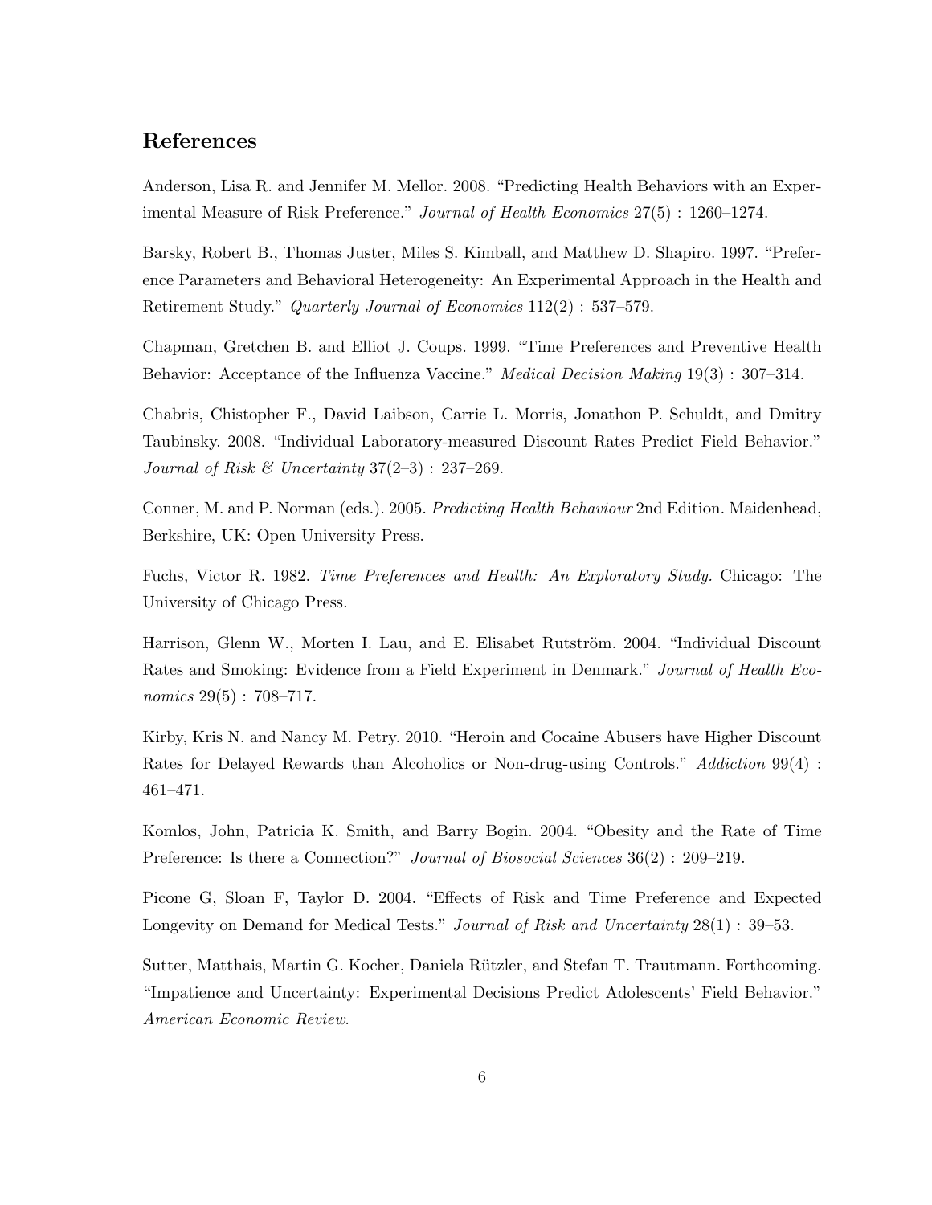## References

Anderson, Lisa R. and Jennifer M. Mellor. 2008. "Predicting Health Behaviors with an Experimental Measure of Risk Preference." *Journal of Health Economics* 27(5) : 1260–1274.

Barsky, Robert B., Thomas Juster, Miles S. Kimball, and Matthew D. Shapiro. 1997. "Preference Parameters and Behavioral Heterogeneity: An Experimental Approach in the Health and Retirement Study." *Quarterly Journal of Economics* 112(2) : 537–579.

Chapman, Gretchen B. and Elliot J. Coups. 1999. "Time Preferences and Preventive Health Behavior: Acceptance of the Influenza Vaccine." *Medical Decision Making* 19(3) : 307–314.

Chabris, Chistopher F., David Laibson, Carrie L. Morris, Jonathon P. Schuldt, and Dmitry Taubinsky. 2008. "Individual Laboratory-measured Discount Rates Predict Field Behavior." *Journal of Risk & Uncertainty* 37(2–3) : 237–269.

Conner, M. and P. Norman (eds.). 2005. *Predicting Health Behaviour* 2nd Edition. Maidenhead, Berkshire, UK: Open University Press.

Fuchs, Victor R. 1982. *Time Preferences and Health: An Exploratory Study.* Chicago: The University of Chicago Press.

Harrison, Glenn W., Morten I. Lau, and E. Elisabet Rutström. 2004. "Individual Discount Rates and Smoking: Evidence from a Field Experiment in Denmark." *Journal of Health Economics* 29(5) : 708–717.

Kirby, Kris N. and Nancy M. Petry. 2010. "Heroin and Cocaine Abusers have Higher Discount Rates for Delayed Rewards than Alcoholics or Non-drug-using Controls." *Addiction* 99(4) : 461–471.

Komlos, John, Patricia K. Smith, and Barry Bogin. 2004. "Obesity and the Rate of Time Preference: Is there a Connection?" *Journal of Biosocial Sciences* 36(2) : 209–219.

Picone G, Sloan F, Taylor D. 2004. "Effects of Risk and Time Preference and Expected Longevity on Demand for Medical Tests." *Journal of Risk and Uncertainty* 28(1) : 39–53.

Sutter, Matthais, Martin G. Kocher, Daniela Rützler, and Stefan T. Trautmann. Forthcoming. "Impatience and Uncertainty: Experimental Decisions Predict Adolescents' Field Behavior." *American Economic Review*.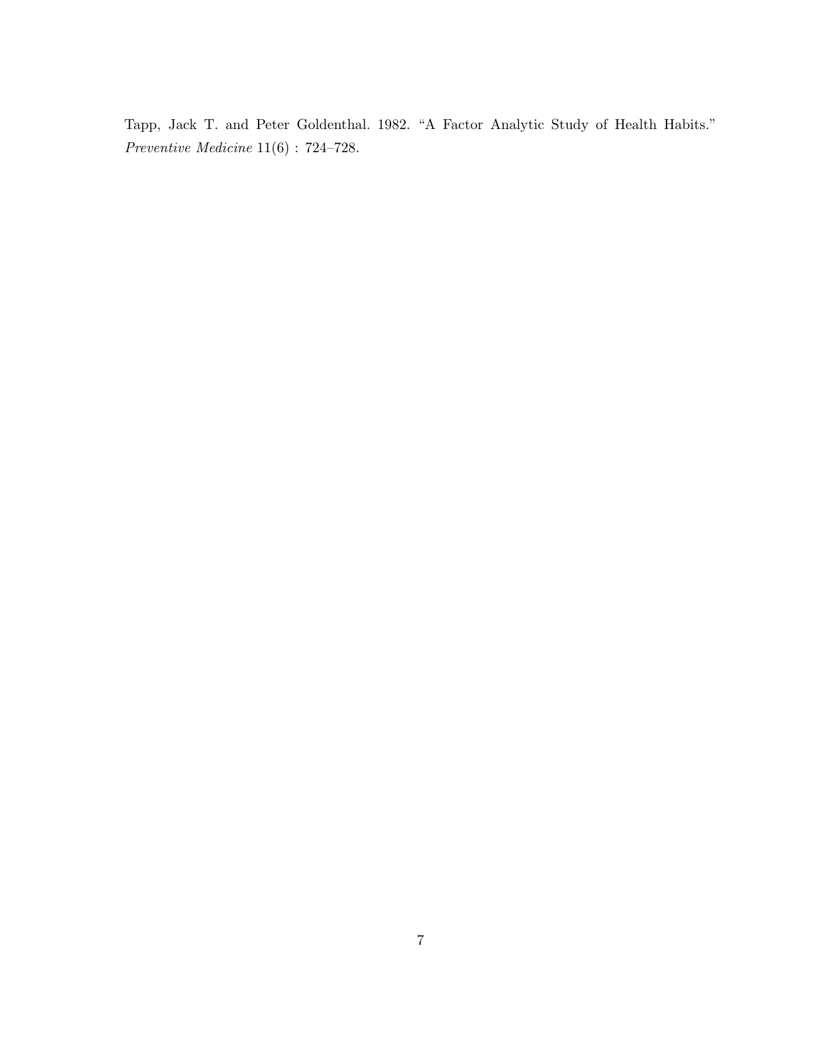Tapp, Jack T. and Peter Goldenthal. 1982. "A Factor Analytic Study of Health Habits." *Preventive Medicine* 11(6) : 724–728.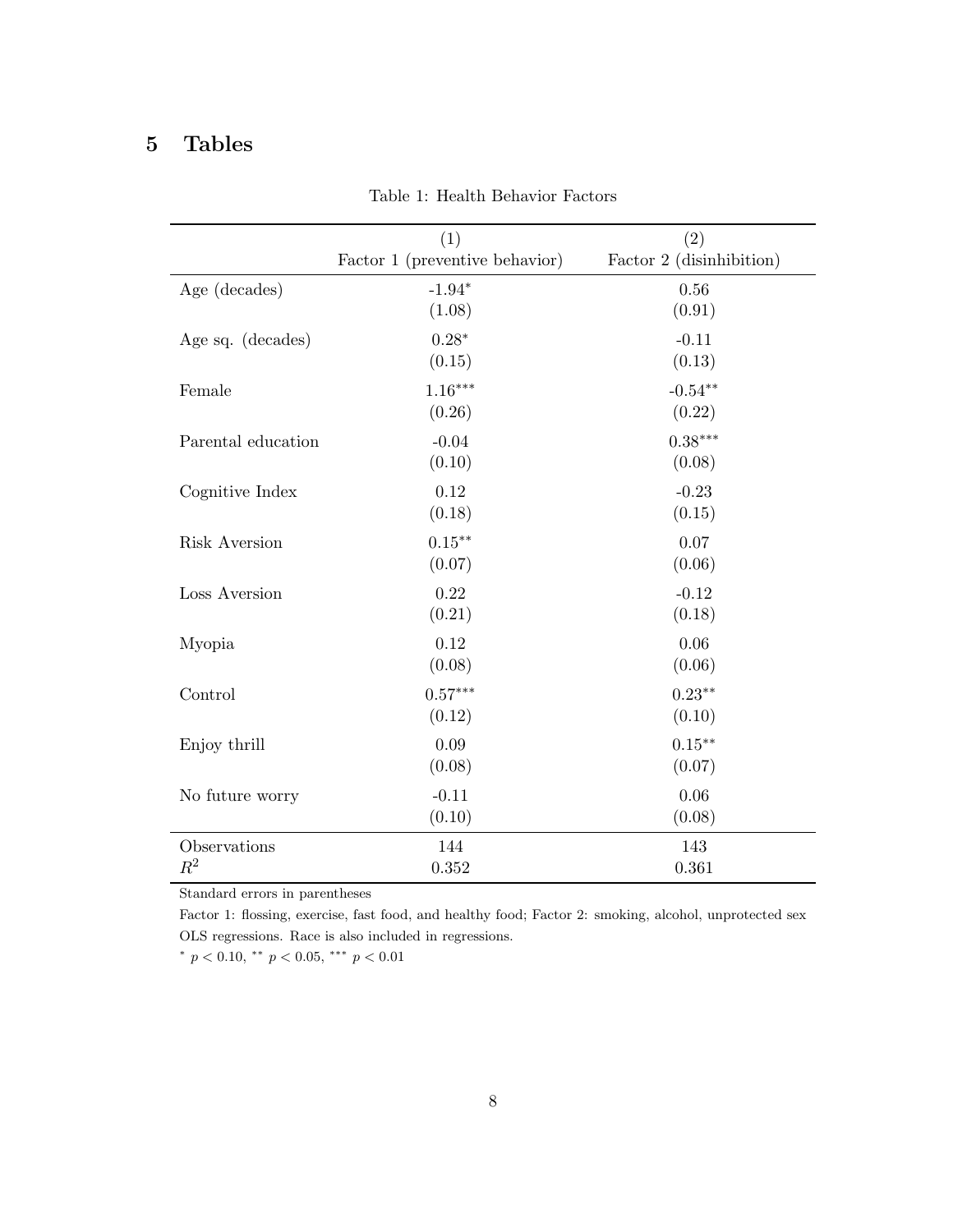# 5 Tables

Table 1: Health Behavior Factors

| | (1)<br>Factor 1 (preventive behavior) | (2)<br>Factor 2 (disinhibition) |
|---|---|---|
| Age (decades) | -1.94$^{*}$<br>(1.08) | 0.56<br>(0.91) |
| Age sq. (decades) | 0.28$^{*}$<br>(0.15) | -0.11<br>(0.13) |
| Female | 1.16$^{***}$<br>(0.26) | -0.54$^{**}$<br>(0.22) |
| Parental education | -0.04<br>(0.10) | 0.38$^{***}$<br>(0.08) |
| Cognitive Index | 0.12<br>(0.18) | -0.23<br>(0.15) |
| Risk Aversion | 0.15$^{**}$<br>(0.07) | 0.07<br>(0.06) |
| Loss Aversion | 0.22<br>(0.21) | -0.12<br>(0.18) |
| Myopia | 0.12<br>(0.08) | 0.06<br>(0.06) |
| Control | 0.57$^{***}$<br>(0.12) | 0.23$^{**}$<br>(0.10) |
| Enjoy thrill | 0.09<br>(0.08) | 0.15$^{**}$<br>(0.07) |
| No future worry | -0.11<br>(0.10) | 0.06<br>(0.08) |
| Observations | 144 | 143 |
| $R^2$ | 0.352 | 0.361 |

Standard errors in parentheses

Factor 1: flossing, exercise, fast food, and healthy food; Factor 2: smoking, alcohol, unprotected sex

OLS regressions. Race is also included in regressions.

$^{*}$ $p < 0.10$, $^{**}$ $p < 0.05$, $^{***}$ $p < 0.01$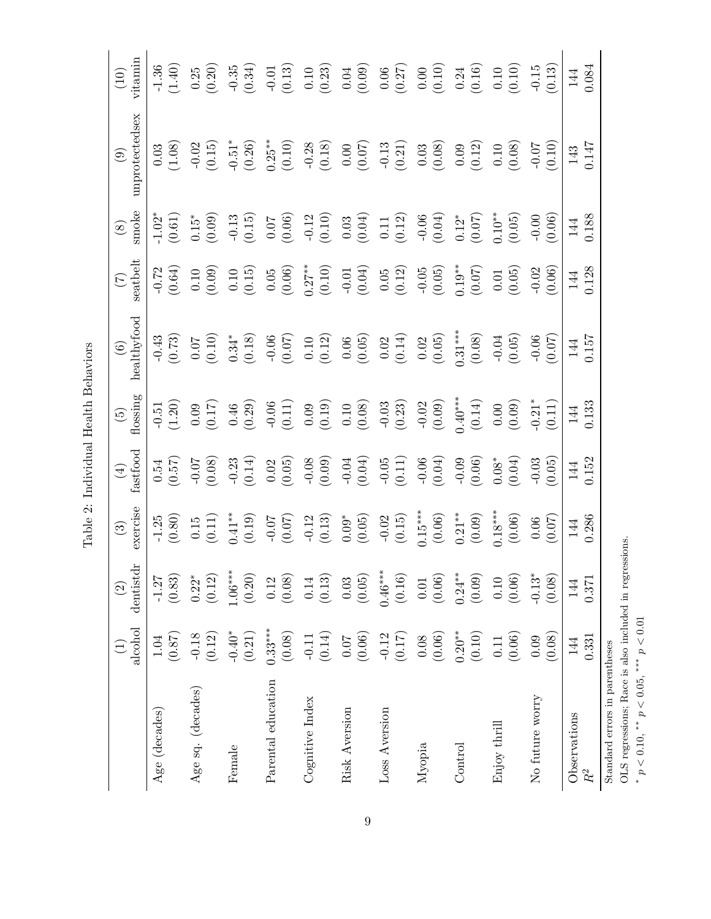Table 2: Individual Health Behaviors

| | (1) alcohol | (2) dentistdr | (3) exercise | (4) fastfood | (5) flossing | (6) healthyfood | (7) seatbelt | (8) smoke | (9) unprotectedsex | (10) vitamin |
|---|---|---|---|---|---|---|---|---|---|---|
| Age (decades) | 1.04 | -1.27 | -1.25 | 0.54 | -0.51 | -0.43 | -0.72 | -1.02* | 0.03 | -1.36 |
| | (0.87) | (0.83) | (0.80) | (0.57) | (1.20) | (0.73) | (0.64) | (0.61) | (1.08) | (1.40) |
| Age sq. (decades) | -0.18 | 0.22* | 0.15 | -0.07 | 0.09 | 0.07 | 0.10 | 0.15* | -0.02 | 0.25 |
| | (0.12) | (0.12) | (0.11) | (0.08) | (0.17) | (0.10) | (0.09) | (0.09) | (0.15) | (0.20) |
| Female | -0.40* | 1.06*** | 0.41** | -0.23 | 0.46 | 0.34* | 0.10 | -0.13 | -0.51* | -0.35 |
| | (0.21) | (0.20) | (0.19) | (0.14) | (0.29) | (0.18) | (0.15) | (0.15) | (0.26) | (0.34) |
| Parental education | 0.33*** | 0.12 | -0.07 | 0.02 | -0.06 | -0.06 | 0.05 | 0.07 | 0.25** | -0.01 |
| | (0.08) | (0.08) | (0.07) | (0.05) | (0.11) | (0.07) | (0.06) | (0.06) | (0.10) | (0.13) |
| Cognitive Index | -0.11 | 0.14 | -0.12 | -0.08 | 0.09 | 0.10 | 0.27** | -0.12 | -0.28 | 0.10 |
| | (0.14) | (0.13) | (0.13) | (0.09) | (0.19) | (0.12) | (0.10) | (0.10) | (0.18) | (0.23) |
| Risk Aversion | 0.07 | 0.03 | 0.09* | -0.04 | 0.10 | 0.06 | -0.01 | 0.03 | 0.00 | 0.04 |
| | (0.06) | (0.05) | (0.05) | (0.04) | (0.08) | (0.05) | (0.04) | (0.04) | (0.07) | (0.09) |
| Loss Aversion | -0.12 | 0.46*** | -0.02 | -0.05 | -0.03 | 0.02 | 0.05 | 0.11 | -0.13 | 0.06 |
| | (0.17) | (0.16) | (0.15) | (0.11) | (0.23) | (0.14) | (0.12) | (0.12) | (0.21) | (0.27) |
| Myopia | 0.08 | 0.01 | 0.15*** | -0.06 | -0.02 | 0.02 | -0.05 | -0.06 | 0.03 | 0.00 |
| | (0.06) | (0.06) | (0.06) | (0.04) | (0.09) | (0.05) | (0.05) | (0.04) | (0.08) | (0.10) |
| Control | 0.20** | 0.24** | 0.21** | -0.09 | 0.40*** | 0.31*** | 0.19** | 0.12* | 0.09 | 0.24 |
| | (0.10) | (0.09) | (0.09) | (0.06) | (0.14) | (0.08) | (0.07) | (0.07) | (0.12) | (0.16) |
| Enjoy thrill | 0.11 | 0.10 | 0.18*** | 0.08* | 0.00 | -0.04 | 0.01 | 0.10** | 0.10 | 0.10 |
| | (0.06) | (0.06) | (0.06) | (0.04) | (0.09) | (0.05) | (0.05) | (0.05) | (0.08) | (0.10) |
| No future worry | 0.09 | -0.13* | 0.06 | -0.03 | -0.21* | -0.06 | -0.02 | -0.00 | -0.07 | -0.15 |
| | (0.08) | (0.08) | (0.07) | (0.05) | (0.11) | (0.07) | (0.06) | (0.06) | (0.10) | (0.13) |
| Observations | 144 | 144 | 144 | 144 | 144 | 144 | 144 | 144 | 143 | 144 |
| $R^2$ | 0.331 | 0.371 | 0.286 | 0.152 | 0.133 | 0.157 | 0.128 | 0.188 | 0.147 | 0.084 |

Standard errors in parentheses

OLS regressions; Race is also included in regressions.

* $p < 0.10$, ** $p < 0.05$, *** $p < 0.01$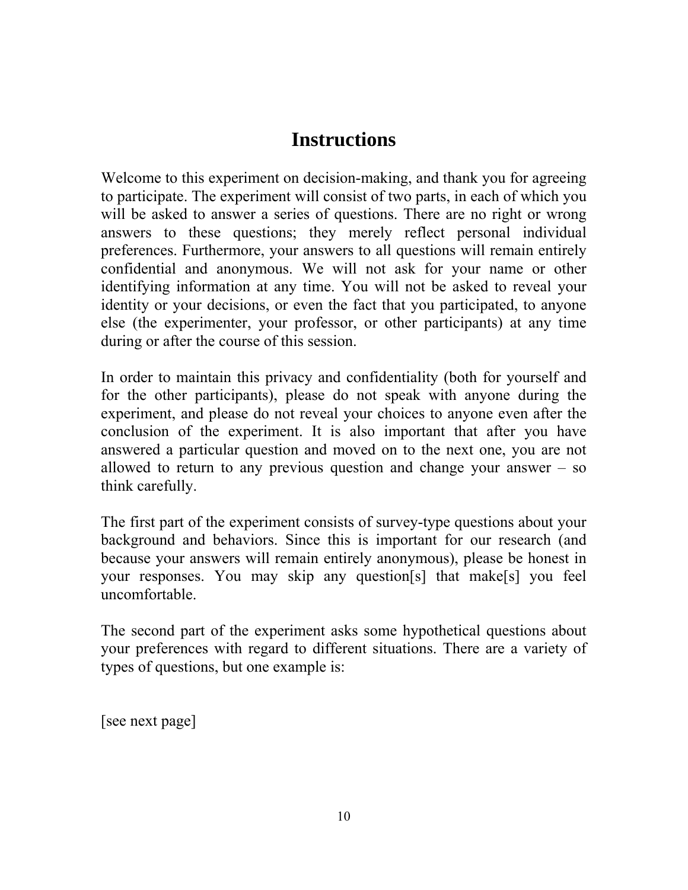# Instructions

Welcome to this experiment on decision-making, and thank you for agreeing to participate. The experiment will consist of two parts, in each of which you will be asked to answer a series of questions. There are no right or wrong answers to these questions; they merely reflect personal individual preferences. Furthermore, your answers to all questions will remain entirely confidential and anonymous. We will not ask for your name or other identifying information at any time. You will not be asked to reveal your identity or your decisions, or even the fact that you participated, to anyone else (the experimenter, your professor, or other participants) at any time during or after the course of this session.

In order to maintain this privacy and confidentiality (both for yourself and for the other participants), please do not speak with anyone during the experiment, and please do not reveal your choices to anyone even after the conclusion of the experiment. It is also important that after you have answered a particular question and moved on to the next one, you are not allowed to return to any previous question and change your answer – so think carefully.

The first part of the experiment consists of survey-type questions about your background and behaviors. Since this is important for our research (and because your answers will remain entirely anonymous), please be honest in your responses. You may skip any question[s] that make[s] you feel uncomfortable.

The second part of the experiment asks some hypothetical questions about your preferences with regard to different situations. There are a variety of types of questions, but one example is:

[see next page]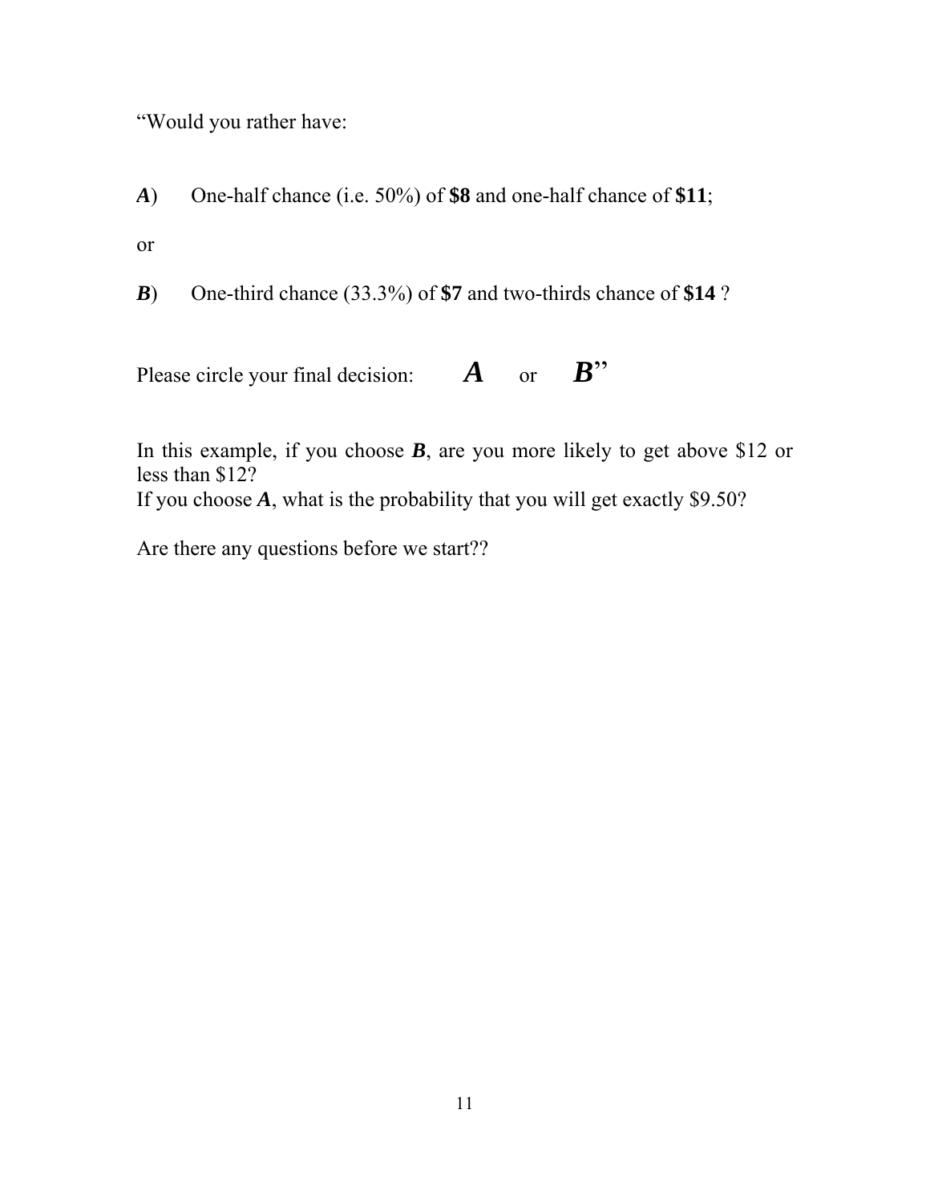"Would you rather have:

***A***) One-half chance (i.e. 50%) of **$8** and one-half chance of **$11**;

or

***B***) One-third chance (33.3%) of **$7** and two-thirds chance of **$14** ?

Please circle your final decision: ***A*** or ***B***"

In this example, if you choose ***B***, are you more likely to get above $12 or less than $12?
If you choose ***A***, what is the probability that you will get exactly $9.50?

Are there any questions before we start??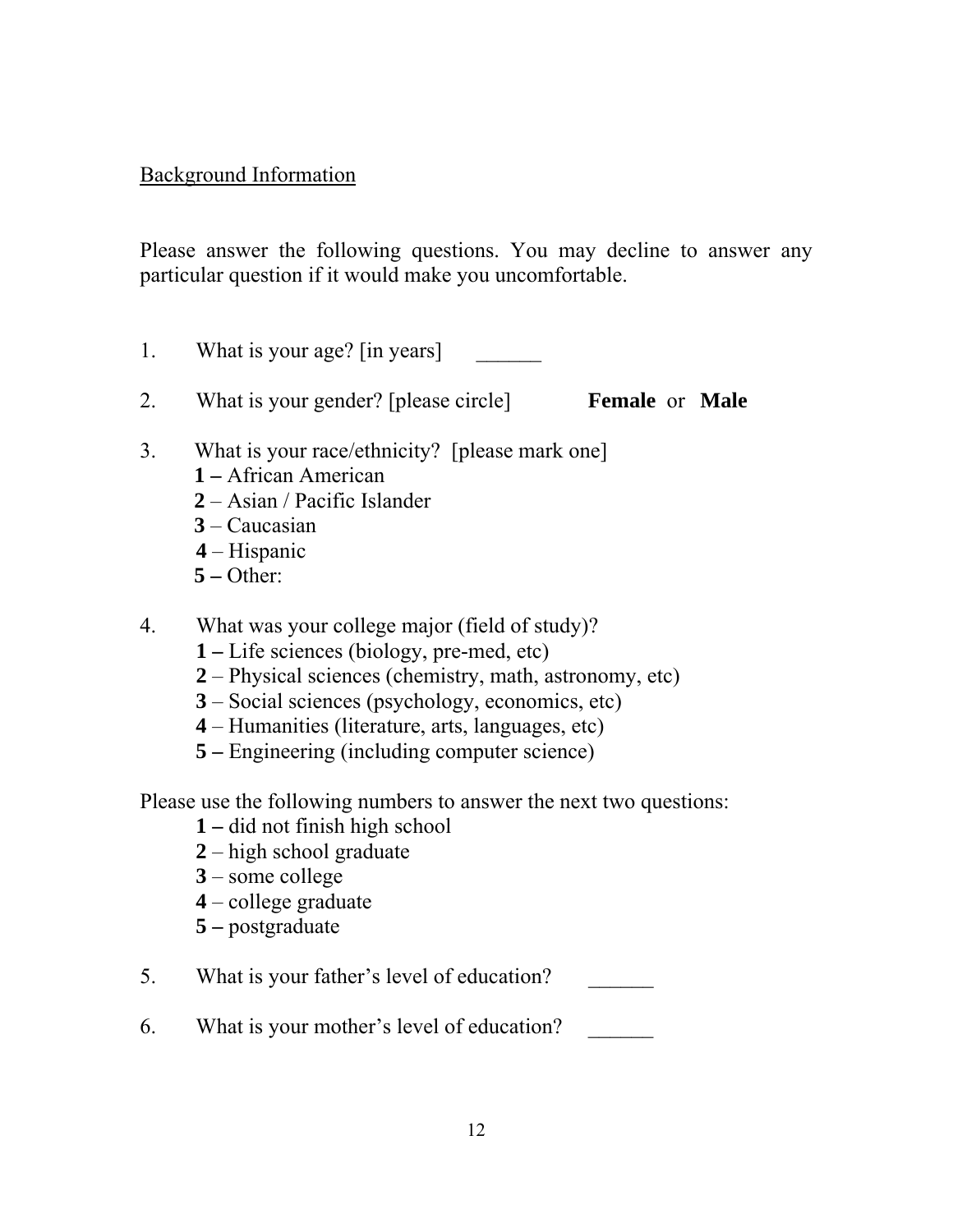<u>Background Information</u>

Please answer the following questions. You may decline to answer any particular question if it would make you uncomfortable.

1. What is your age? [in years] ______

2. What is your gender? [please circle] **Female** or **Male**

3. What is your race/ethnicity? [please mark one]
   **1 –** African American
   **2** – Asian / Pacific Islander
   **3** – Caucasian
   **4** – Hispanic
   **5 –** Other:

4. What was your college major (field of study)?
   **1 –** Life sciences (biology, pre-med, etc)
   **2** – Physical sciences (chemistry, math, astronomy, etc)
   **3** – Social sciences (psychology, economics, etc)
   **4** – Humanities (literature, arts, languages, etc)
   **5 –** Engineering (including computer science)

Please use the following numbers to answer the next two questions:
   **1 –** did not finish high school
   **2** – high school graduate
   **3** – some college
   **4** – college graduate
   **5 –** postgraduate

5. What is your father's level of education? ______

6. What is your mother's level of education? ______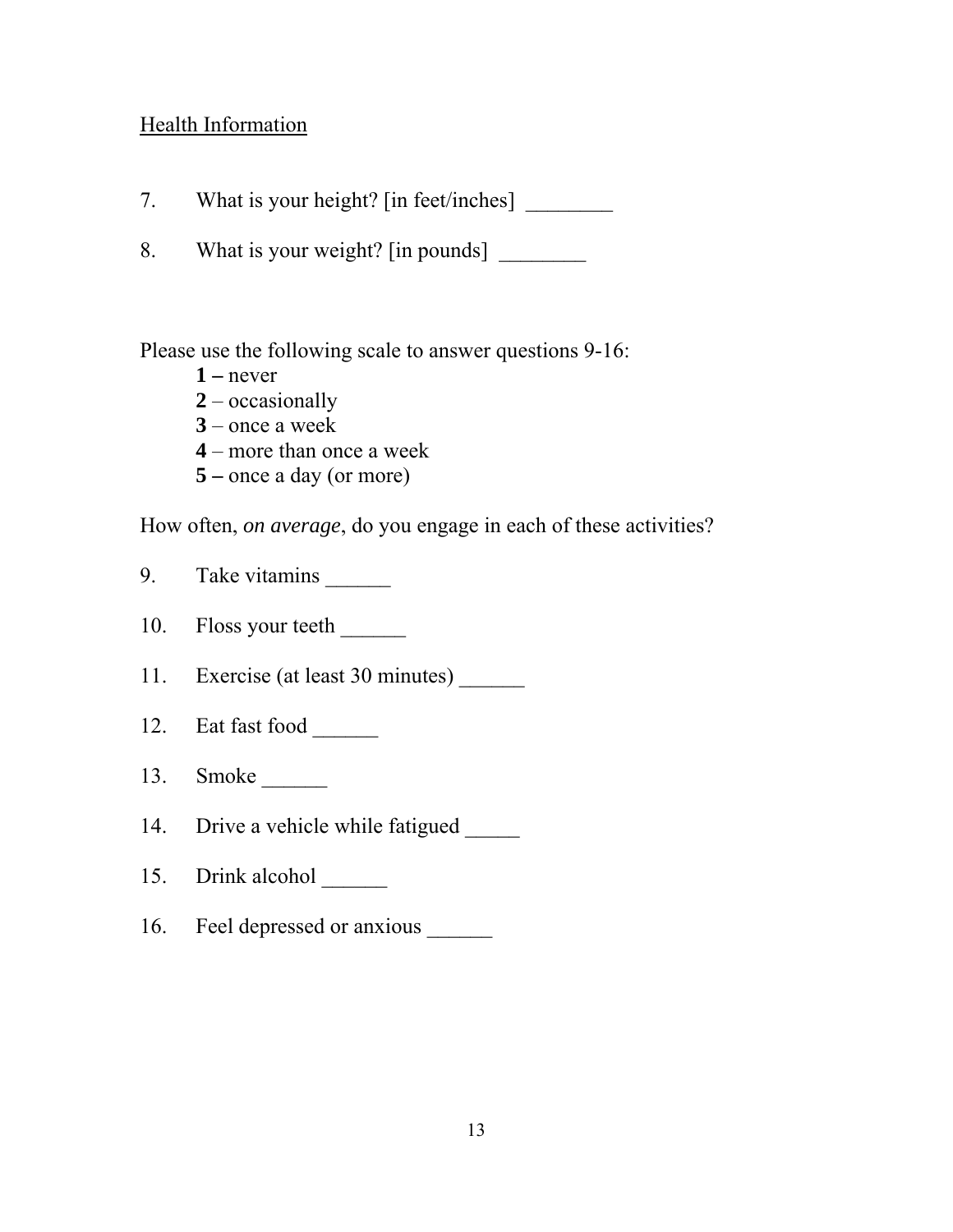<u>Health Information</u>

7. What is your height? [in feet/inches] ________

8. What is your weight? [in pounds] ________

Please use the following scale to answer questions 9-16:

**1 –** never
**2** – occasionally
**3** – once a week
**4** – more than once a week
**5 –** once a day (or more)

How often, *on average*, do you engage in each of these activities?

9. Take vitamins ______

10. Floss your teeth ______

11. Exercise (at least 30 minutes) ______

12. Eat fast food ______

13. Smoke ______

14. Drive a vehicle while fatigued _____

15. Drink alcohol ______

16. Feel depressed or anxious ______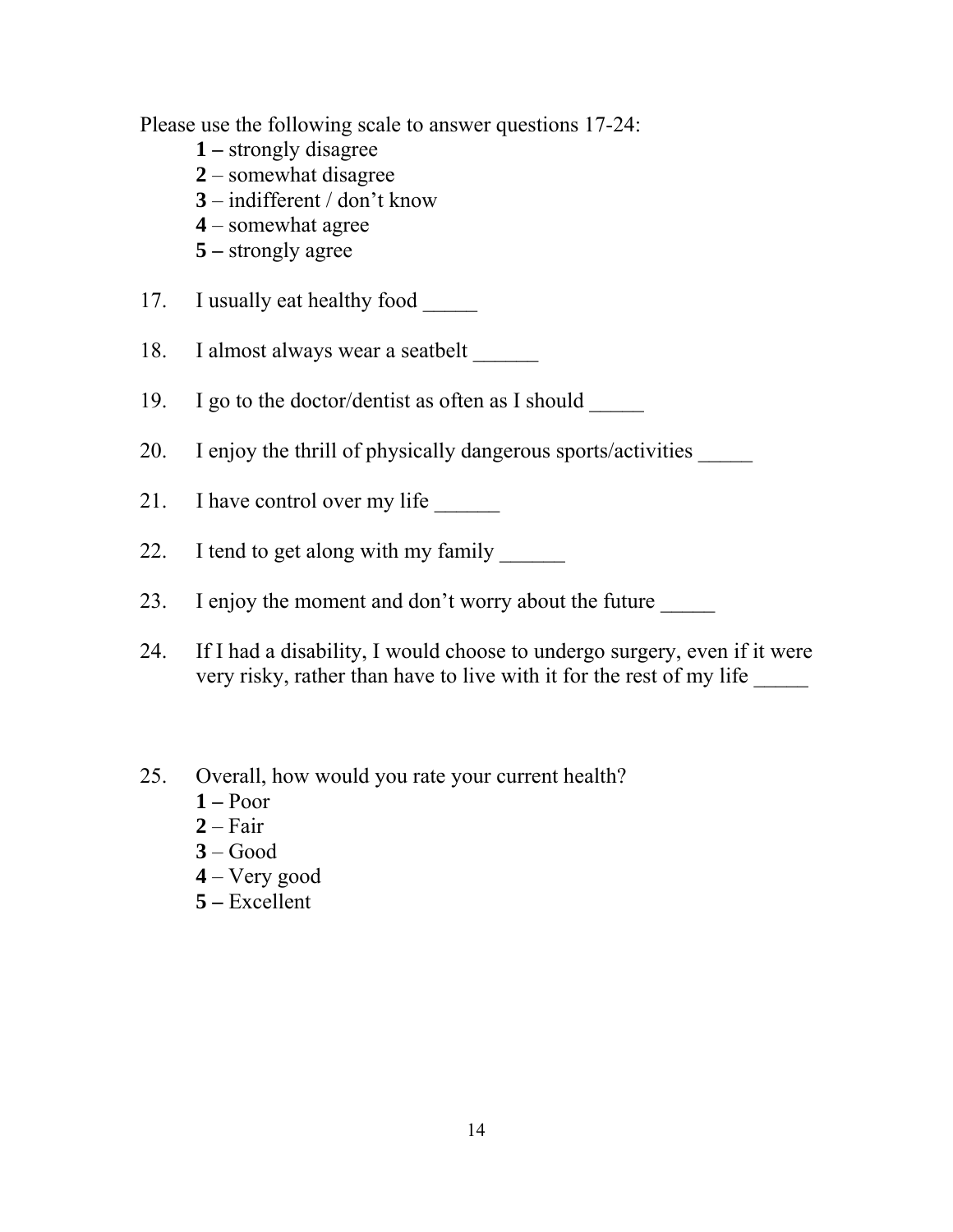Please use the following scale to answer questions 17-24:

**1 –** strongly disagree
**2** – somewhat disagree
**3** – indifferent / don’t know
**4** – somewhat agree
**5 –** strongly agree

17. I usually eat healthy food _____

18. I almost always wear a seatbelt ______

19. I go to the doctor/dentist as often as I should _____

20. I enjoy the thrill of physically dangerous sports/activities _____

21. I have control over my life ______

22. I tend to get along with my family ______

23. I enjoy the moment and don’t worry about the future _____

24. If I had a disability, I would choose to undergo surgery, even if it were very risky, rather than have to live with it for the rest of my life _____

25. Overall, how would you rate your current health?
    **1 –** Poor
    **2** – Fair
    **3** – Good
    **4** – Very good
    **5 –** Excellent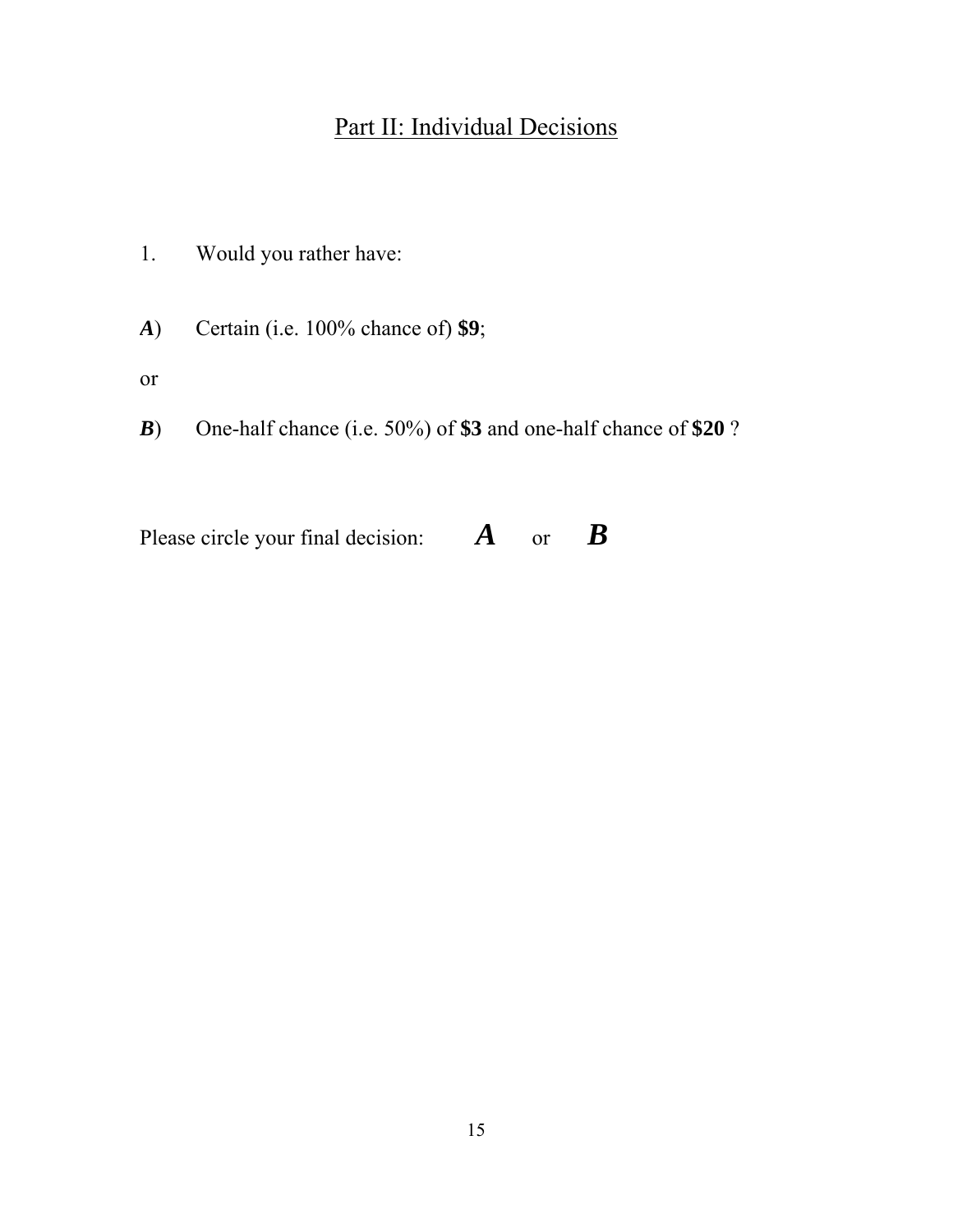## Part II: Individual Decisions

1. Would you rather have:

***A***) Certain (i.e. 100% chance of) **$9**;

or

***B***) One-half chance (i.e. 50%) of **$3** and one-half chance of **$20** ?

Please circle your final decision: ***A*** or ***B***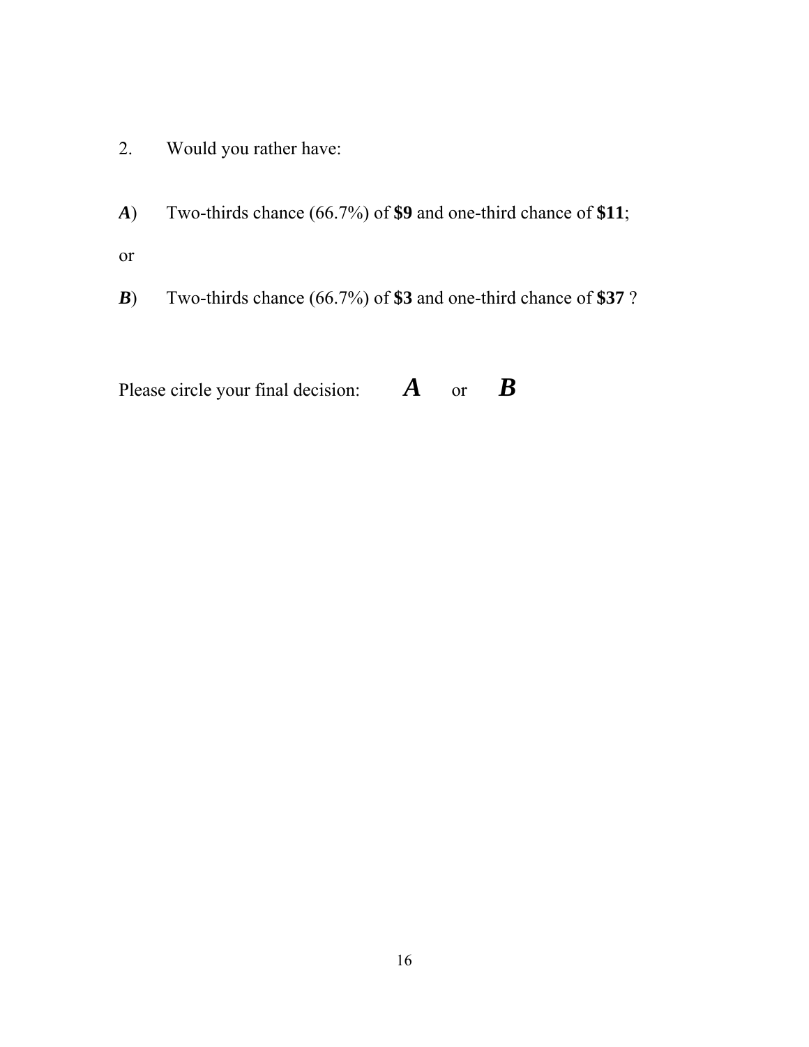2. Would you rather have:

***A***) Two-thirds chance (66.7%) of **$9** and one-third chance of **$11**;

or

***B***) Two-thirds chance (66.7%) of **$3** and one-third chance of **$37** ?

Please circle your final decision: ***A*** or ***B***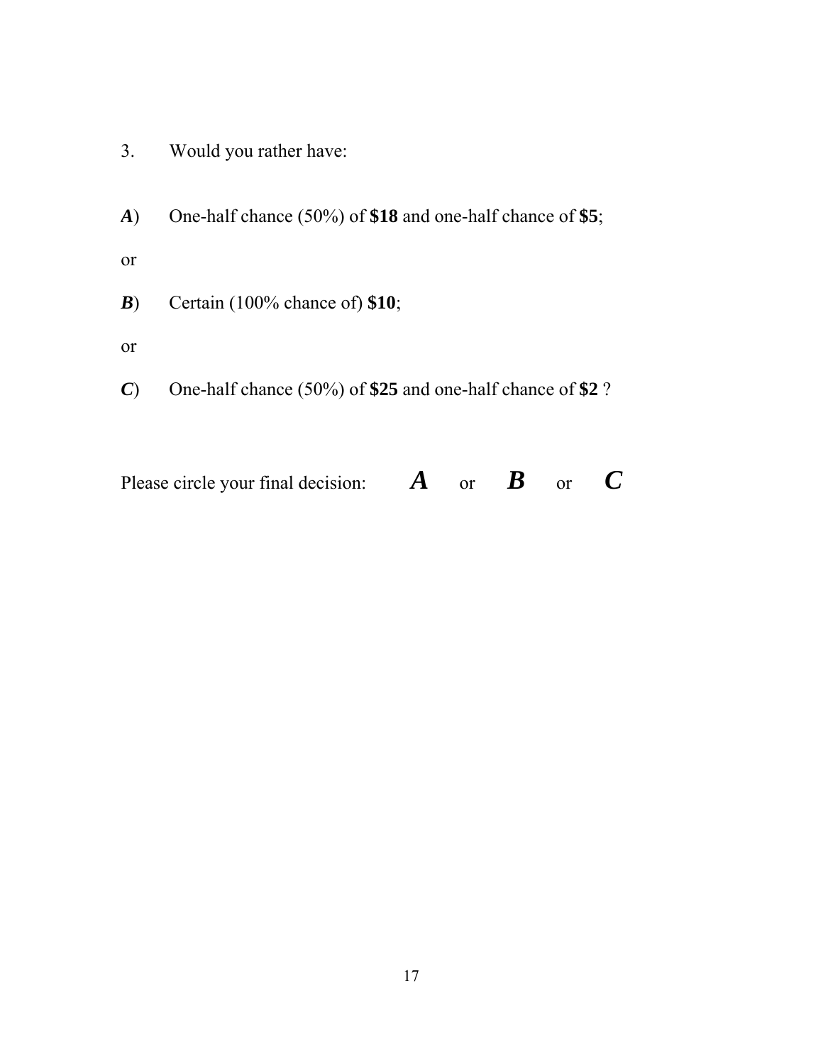3. Would you rather have:

***A***) One-half chance (50%) of **$18** and one-half chance of **$5**;

or

***B***) Certain (100% chance of) **$10**;

or

***C***) One-half chance (50%) of **$25** and one-half chance of **$2** ?

Please circle your final decision: ***A*** or ***B*** or ***C***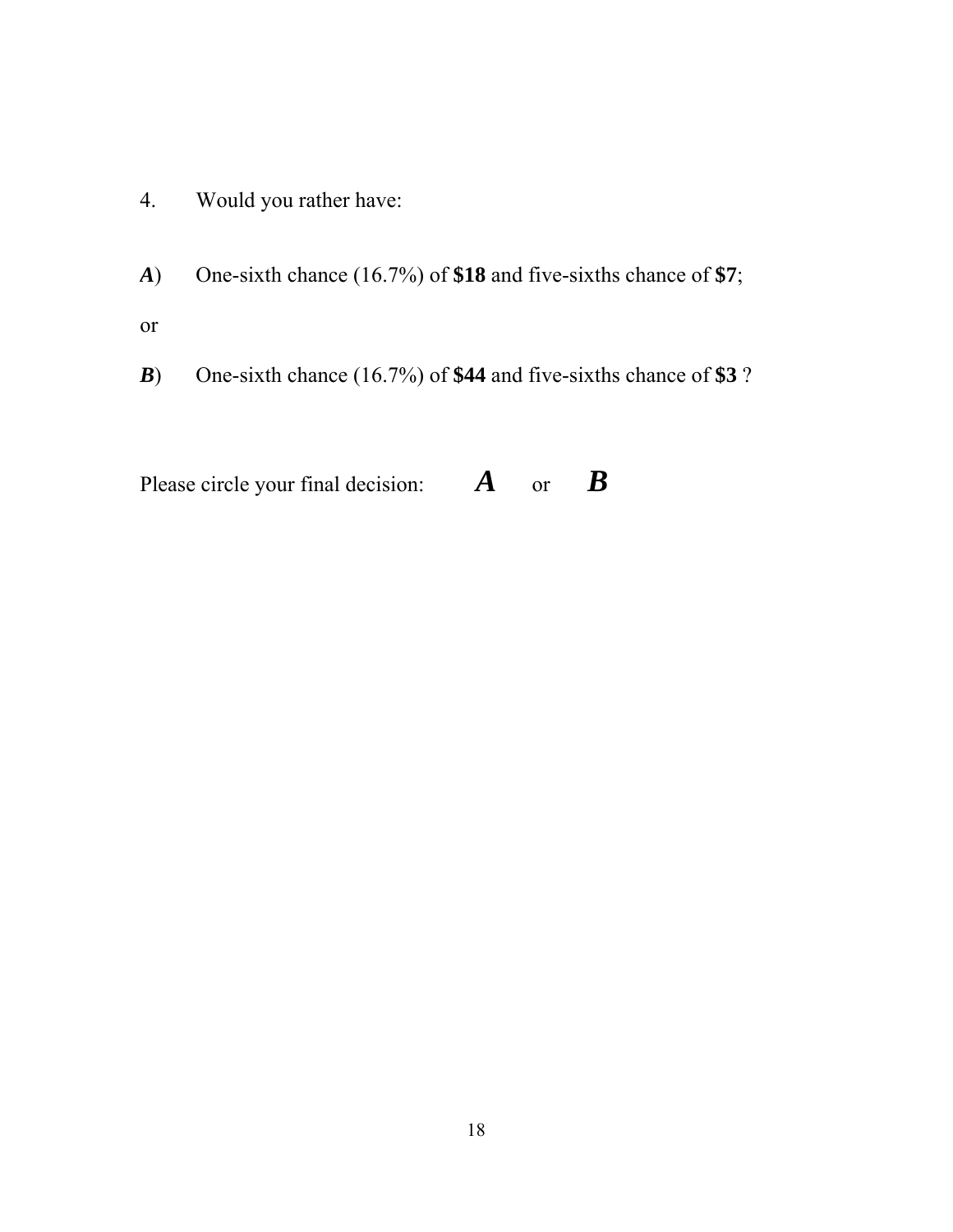4. Would you rather have:

***A***) One-sixth chance (16.7%) of **$18** and five-sixths chance of **$7**;

or

***B***) One-sixth chance (16.7%) of **$44** and five-sixths chance of **$3** ?

Please circle your final decision: ***A*** or ***B***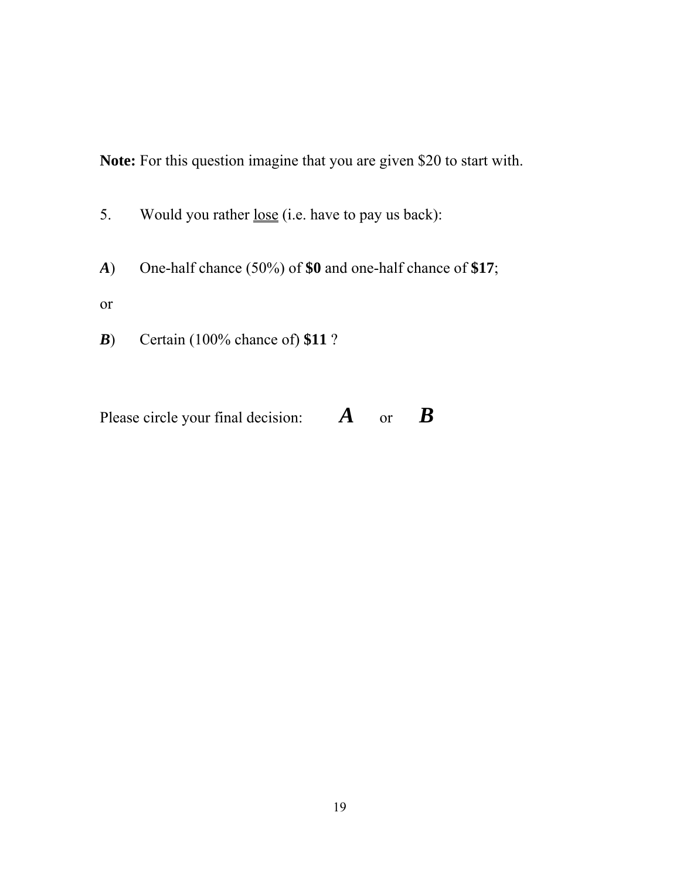**Note:** For this question imagine that you are given $20 to start with.

5. Would you rather <u>lose</u> (i.e. have to pay us back):

***A***) One-half chance (50%) of **$0** and one-half chance of **$17**;

or

***B***) Certain (100% chance of) **$11** ?

Please circle your final decision: ***A*** or ***B***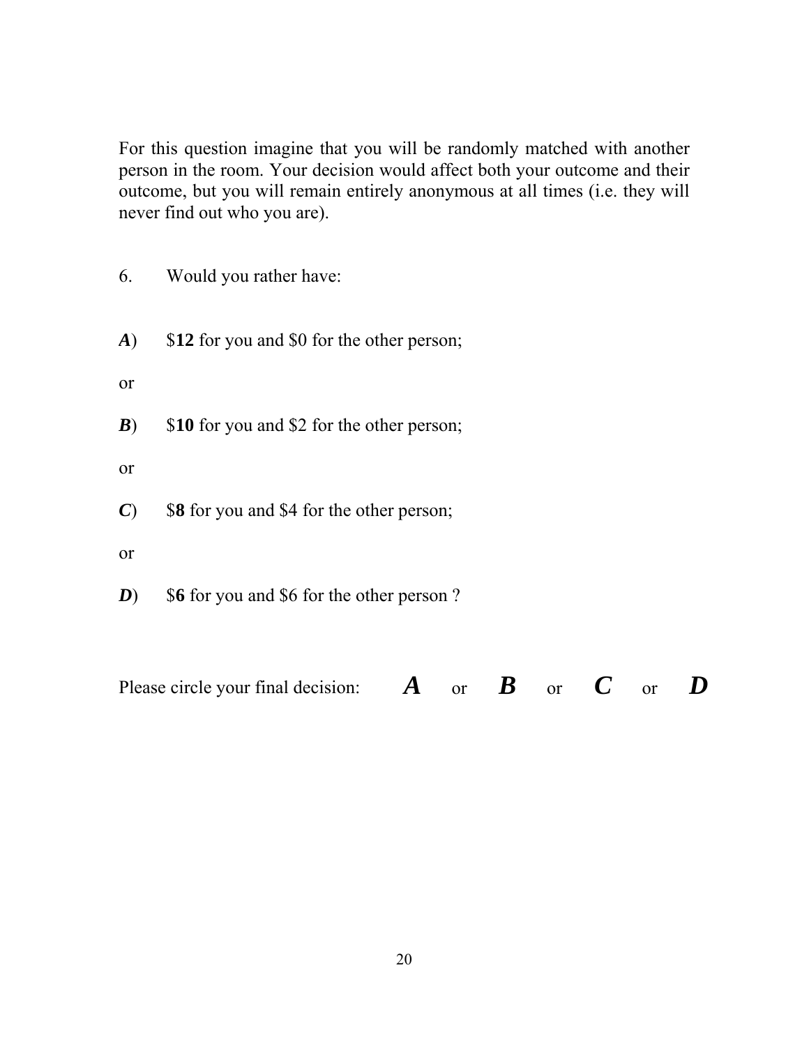For this question imagine that you will be randomly matched with another person in the room. Your decision would affect both your outcome and their outcome, but you will remain entirely anonymous at all times (i.e. they will never find out who you are).

6. Would you rather have:

***A***) $**12** for you and $0 for the other person;

or

***B***) $**10** for you and $2 for the other person;

or

***C***) $**8** for you and $4 for the other person;

or

***D***) $**6** for you and $6 for the other person ?

Please circle your final decision: ***A*** or ***B*** or ***C*** or ***D***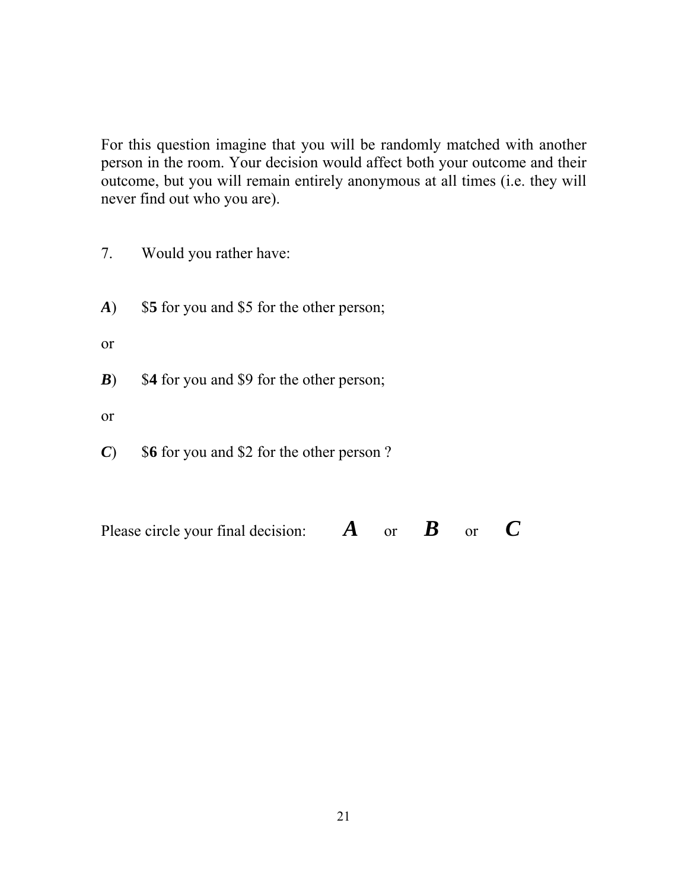For this question imagine that you will be randomly matched with another person in the room. Your decision would affect both your outcome and their outcome, but you will remain entirely anonymous at all times (i.e. they will never find out who you are).

7. Would you rather have:

***A***) $**5** for you and $5 for the other person;

or

***B***) $**4** for you and $9 for the other person;

or

***C***) $**6** for you and $2 for the other person ?

Please circle your final decision: ***A*** or ***B*** or ***C***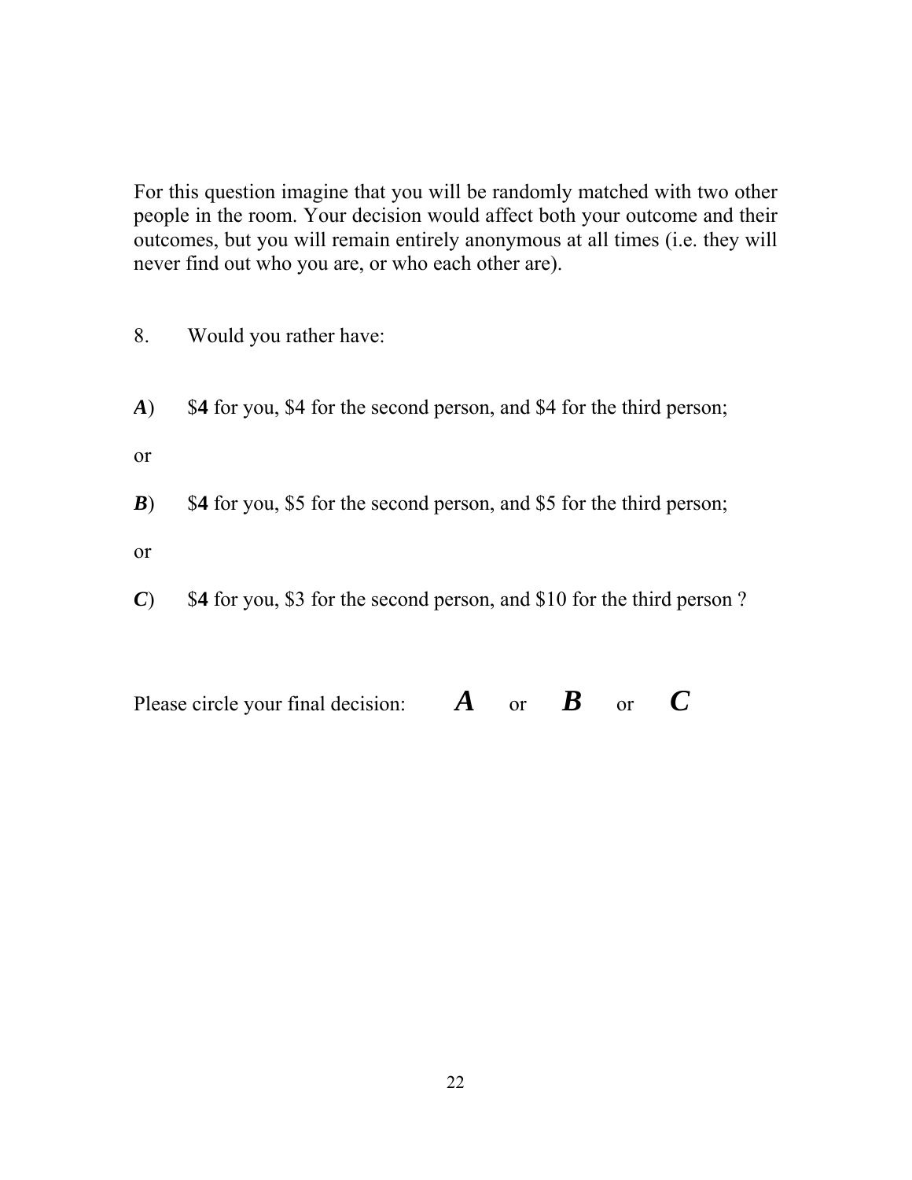For this question imagine that you will be randomly matched with two other people in the room. Your decision would affect both your outcome and their outcomes, but you will remain entirely anonymous at all times (i.e. they will never find out who you are, or who each other are).

8. Would you rather have:

***A***) $**4** for you, $4 for the second person, and $4 for the third person;

or

***B***) $**4** for you, $5 for the second person, and $5 for the third person;

or

***C***) $**4** for you, $3 for the second person, and $10 for the third person ?

Please circle your final decision: ***A*** or ***B*** or ***C***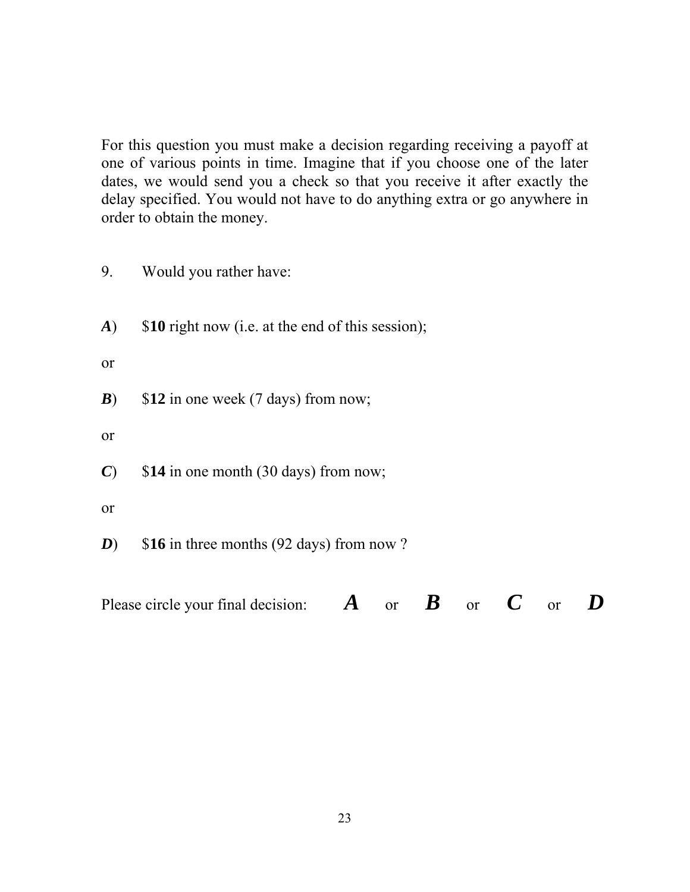For this question you must make a decision regarding receiving a payoff at one of various points in time. Imagine that if you choose one of the later dates, we would send you a check so that you receive it after exactly the delay specified. You would not have to do anything extra or go anywhere in order to obtain the money.

9. Would you rather have:

***A***) $**10** right now (i.e. at the end of this session);

or

***B***) $**12** in one week (7 days) from now;

or

***C***) $**14** in one month (30 days) from now;

or

***D***) $**16** in three months (92 days) from now ?

Please circle your final decision: ***A*** or ***B*** or ***C*** or ***D***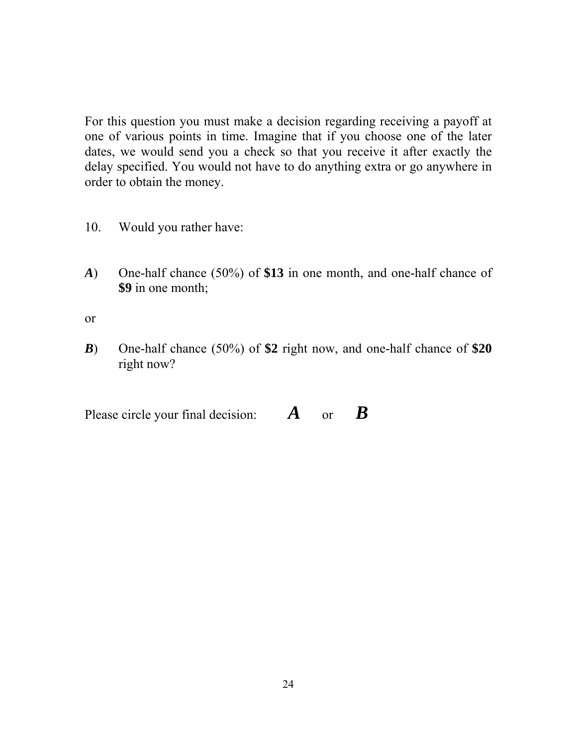For this question you must make a decision regarding receiving a payoff at one of various points in time. Imagine that if you choose one of the later dates, we would send you a check so that you receive it after exactly the delay specified. You would not have to do anything extra or go anywhere in order to obtain the money.

10. Would you rather have:

***A***) One-half chance (50%) of **$13** in one month, and one-half chance of **$9** in one month;

or

***B***) One-half chance (50%) of **$2** right now, and one-half chance of **$20** right now?

Please circle your final decision: ***A*** or ***B***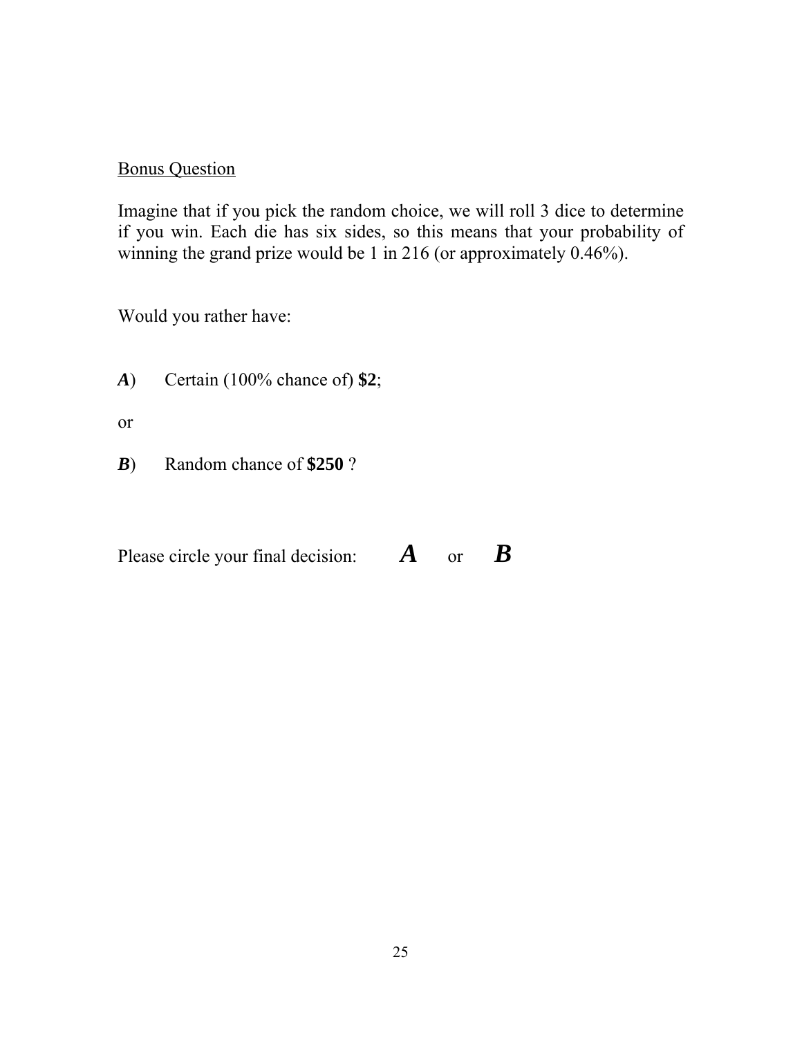<u>Bonus Question</u>

Imagine that if you pick the random choice, we will roll 3 dice to determine if you win. Each die has six sides, so this means that your probability of winning the grand prize would be 1 in 216 (or approximately 0.46%).

Would you rather have:

***A***) Certain (100% chance of) **$2**;

or

***B***) Random chance of **$250** ?

Please circle your final decision: ***A*** or ***B***